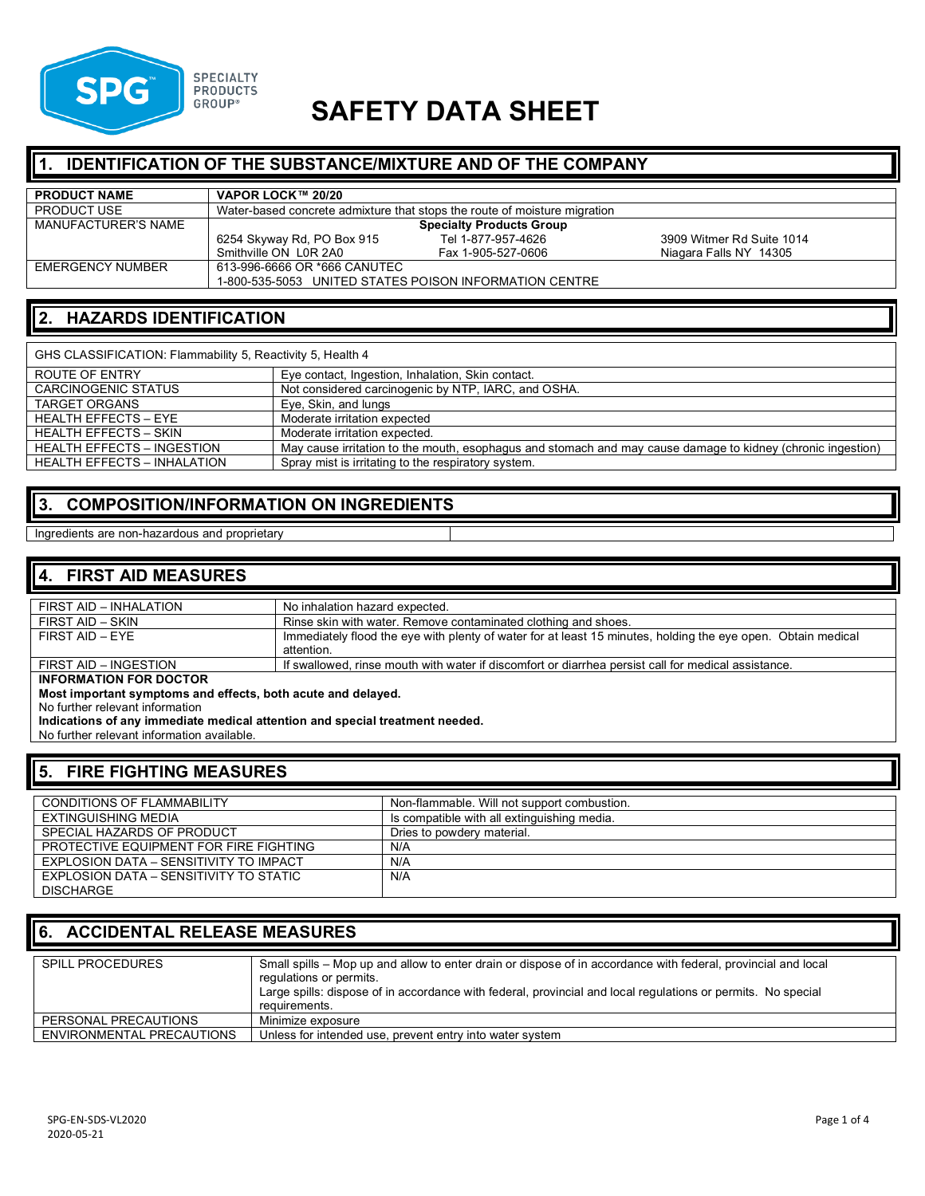# SAFETY DATA SHEET

## 1. IDENTIFICATION OF THE SUBSTANCE/MIXTURE AND OF THE COMPANY

| **PRODUCT NAME** | **VAPOR LOCK™ 20/20** | | |
|---|---|---|---|
| PRODUCT USE | Water-based concrete admixture that stops the route of moisture migration | | |
| MANUFACTURER'S NAME | **Specialty Products Group** | | |
| | 6254 Skyway Rd, PO Box 915<br>Smithville ON L0R 2A0 | Tel 1-877-957-4626<br>Fax 1-905-527-0606 | 3909 Witmer Rd Suite 1014<br>Niagara Falls NY 14305 |
| EMERGENCY NUMBER | 613-996-6666 OR *666 CANUTEC<br>1-800-535-5053 UNITED STATES POISON INFORMATION CENTRE | | |

## 2. HAZARDS IDENTIFICATION

GHS CLASSIFICATION: Flammability 5, Reactivity 5, Health 4

| | |
|---|---|
| ROUTE OF ENTRY | Eye contact, Ingestion, Inhalation, Skin contact. |
| CARCINOGENIC STATUS | Not considered carcinogenic by NTP, IARC, and OSHA. |
| TARGET ORGANS | Eye, Skin, and lungs |
| HEALTH EFFECTS – EYE | Moderate irritation expected |
| HEALTH EFFECTS – SKIN | Moderate irritation expected. |
| HEALTH EFFECTS – INGESTION | May cause irritation to the mouth, esophagus and stomach and may cause damage to kidney (chronic ingestion) |
| HEALTH EFFECTS – INHALATION | Spray mist is irritating to the respiratory system. |

## 3. COMPOSITION/INFORMATION ON INGREDIENTS

Ingredients are non-hazardous and proprietary

## 4. FIRST AID MEASURES

| | |
|---|---|
| FIRST AID – INHALATION | No inhalation hazard expected. |
| FIRST AID – SKIN | Rinse skin with water. Remove contaminated clothing and shoes. |
| FIRST AID – EYE | Immediately flood the eye with plenty of water for at least 15 minutes, holding the eye open. Obtain medical attention. |
| FIRST AID – INGESTION | If swallowed, rinse mouth with water if discomfort or diarrhea persist call for medical assistance. |

**INFORMATION FOR DOCTOR**

**Most important symptoms and effects, both acute and delayed.**

No further relevant information

**Indications of any immediate medical attention and special treatment needed.**

No further relevant information available.

## 5. FIRE FIGHTING MEASURES

| | |
|---|---|
| CONDITIONS OF FLAMMABILITY | Non-flammable. Will not support combustion. |
| EXTINGUISHING MEDIA | Is compatible with all extinguishing media. |
| SPECIAL HAZARDS OF PRODUCT | Dries to powdery material. |
| PROTECTIVE EQUIPMENT FOR FIRE FIGHTING | N/A |
| EXPLOSION DATA – SENSITIVITY TO IMPACT | N/A |
| EXPLOSION DATA – SENSITIVITY TO STATIC DISCHARGE | N/A |

## 6. ACCIDENTAL RELEASE MEASURES

| | |
|---|---|
| SPILL PROCEDURES | Small spills – Mop up and allow to enter drain or dispose of in accordance with federal, provincial and local regulations or permits.<br>Large spills: dispose of in accordance with federal, provincial and local regulations or permits. No special requirements. |
| PERSONAL PRECAUTIONS | Minimize exposure |
| ENVIRONMENTAL PRECAUTIONS | Unless for intended use, prevent entry into water system |

SPG-EN-SDS-VL2020
2020-05-21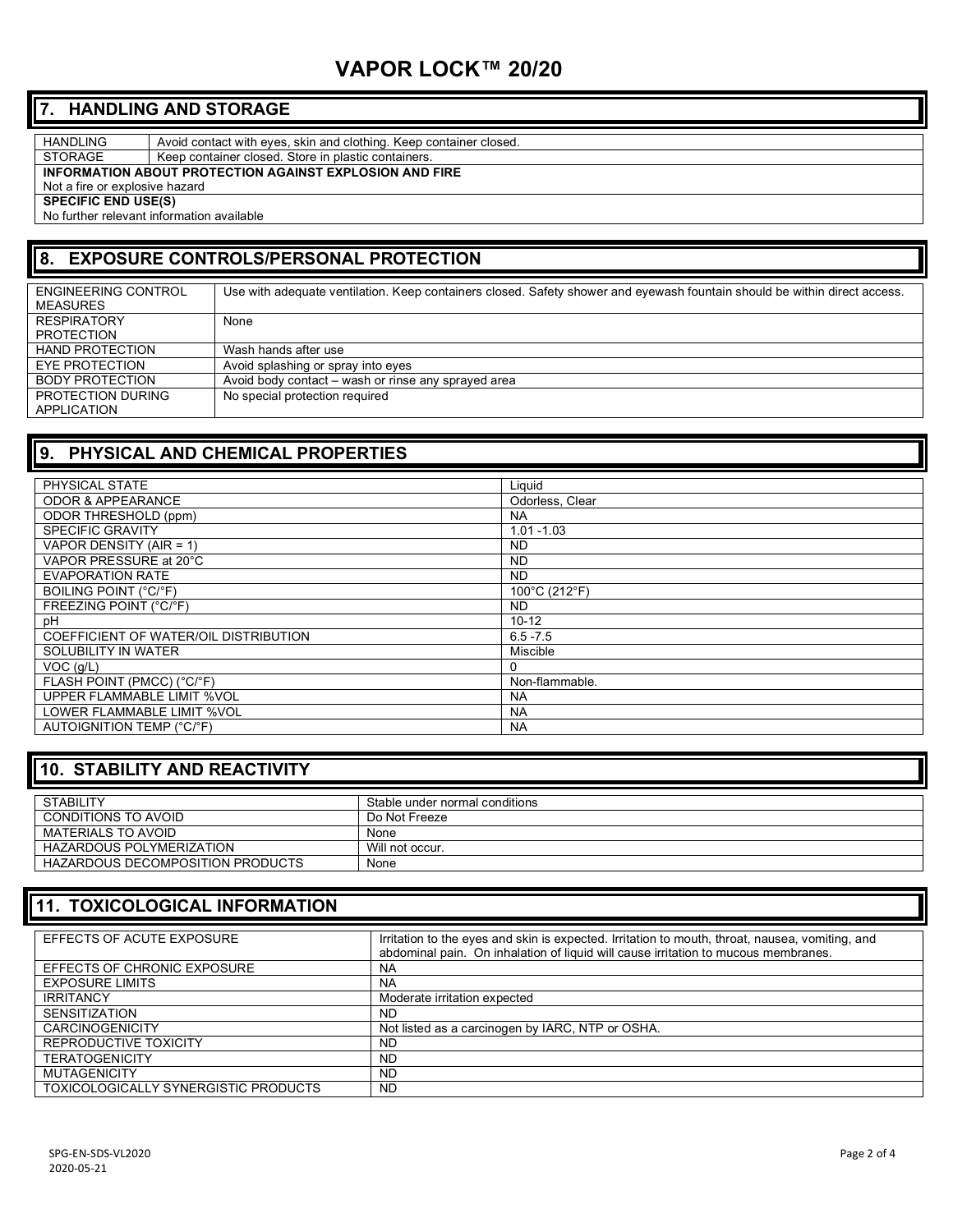# VAPOR LOCK™ 20/20

## 7. HANDLING AND STORAGE

| | |
|---|---|
| HANDLING | Avoid contact with eyes, skin and clothing. Keep container closed. |
| STORAGE | Keep container closed. Store in plastic containers. |

**INFORMATION ABOUT PROTECTION AGAINST EXPLOSION AND FIRE**

Not a fire or explosive hazard

**SPECIFIC END USE(S)**

No further relevant information available

## 8. EXPOSURE CONTROLS/PERSONAL PROTECTION

| | |
|---|---|
| ENGINEERING CONTROL MEASURES | Use with adequate ventilation. Keep containers closed. Safety shower and eyewash fountain should be within direct access. |
| RESPIRATORY PROTECTION | None |
| HAND PROTECTION | Wash hands after use |
| EYE PROTECTION | Avoid splashing or spray into eyes |
| BODY PROTECTION | Avoid body contact – wash or rinse any sprayed area |
| PROTECTION DURING APPLICATION | No special protection required |

## 9. PHYSICAL AND CHEMICAL PROPERTIES

| | |
|---|---|
| PHYSICAL STATE | Liquid |
| ODOR & APPEARANCE | Odorless, Clear |
| ODOR THRESHOLD (ppm) | NA |
| SPECIFIC GRAVITY | 1.01 -1.03 |
| VAPOR DENSITY (AIR = 1) | ND |
| VAPOR PRESSURE at 20°C | ND |
| EVAPORATION RATE | ND |
| BOILING POINT (°C/°F) | 100°C (212°F) |
| FREEZING POINT (°C/°F) | ND |
| pH | 10-12 |
| COEFFICIENT OF WATER/OIL DISTRIBUTION | 6.5 -7.5 |
| SOLUBILITY IN WATER | Miscible |
| VOC (g/L) | 0 |
| FLASH POINT (PMCC) (°C/°F) | Non-flammable. |
| UPPER FLAMMABLE LIMIT %VOL | NA |
| LOWER FLAMMABLE LIMIT %VOL | NA |
| AUTOIGNITION TEMP (°C/°F) | NA |

## 10. STABILITY AND REACTIVITY

| | |
|---|---|
| STABILITY | Stable under normal conditions |
| CONDITIONS TO AVOID | Do Not Freeze |
| MATERIALS TO AVOID | None |
| HAZARDOUS POLYMERIZATION | Will not occur. |
| HAZARDOUS DECOMPOSITION PRODUCTS | None |

## 11. TOXICOLOGICAL INFORMATION

| | |
|---|---|
| EFFECTS OF ACUTE EXPOSURE | Irritation to the eyes and skin is expected. Irritation to mouth, throat, nausea, vomiting, and abdominal pain. On inhalation of liquid will cause irritation to mucous membranes. |
| EFFECTS OF CHRONIC EXPOSURE | NA |
| EXPOSURE LIMITS | NA |
| IRRITANCY | Moderate irritation expected |
| SENSITIZATION | ND |
| CARCINOGENICITY | Not listed as a carcinogen by IARC, NTP or OSHA. |
| REPRODUCTIVE TOXICITY | ND |
| TERATOGENICITY | ND |
| MUTAGENICITY | ND |
| TOXICOLOGICALLY SYNERGISTIC PRODUCTS | ND |

SPG-EN-SDS-VL2020
2020-05-21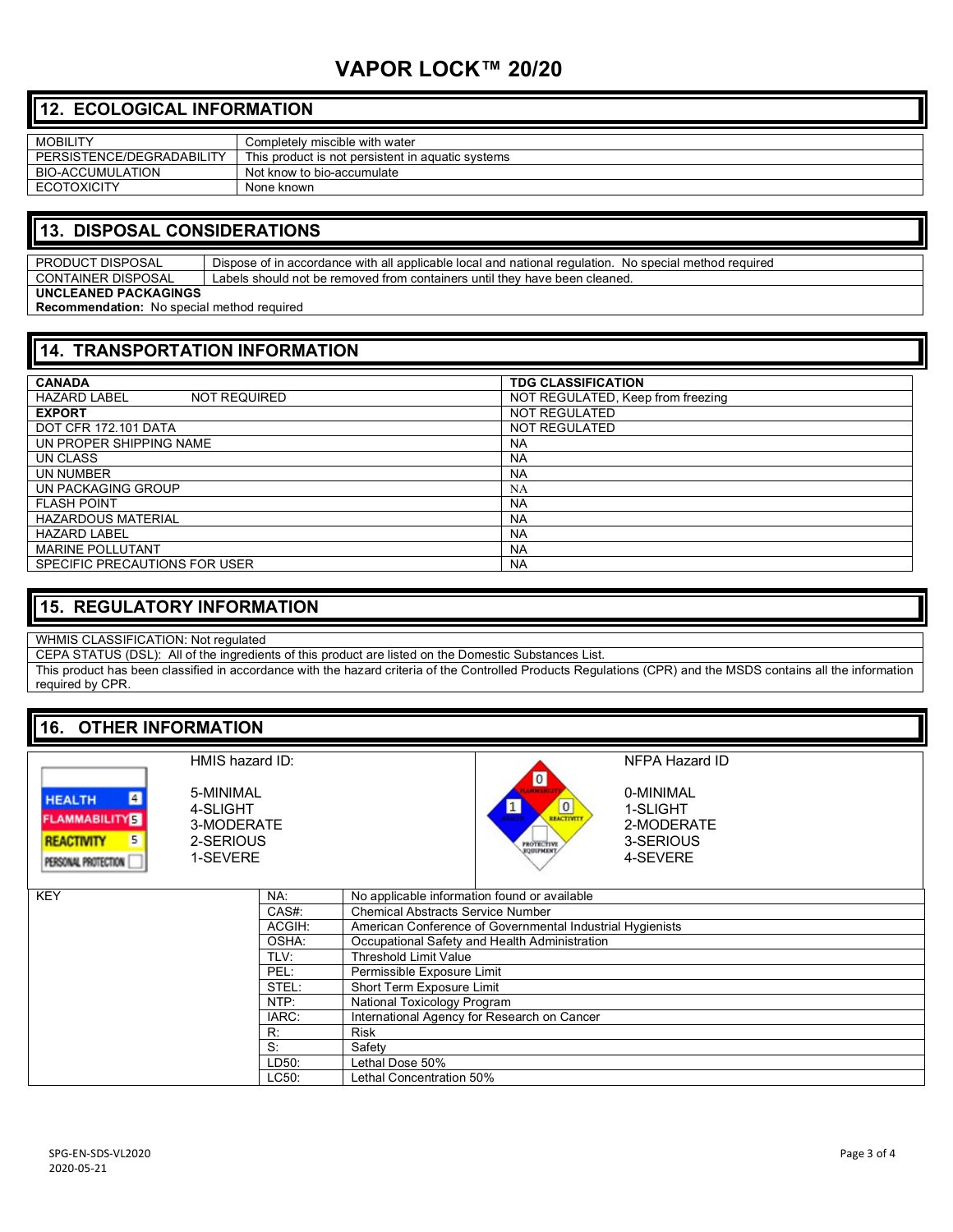# VAPOR LOCK™ 20/20

## 12. ECOLOGICAL INFORMATION

| | |
|---|---|
| MOBILITY | Completely miscible with water |
| PERSISTENCE/DEGRADABILITY | This product is not persistent in aquatic systems |
| BIO-ACCUMULATION | Not know to bio-accumulate |
| ECOTOXICITY | None known |

## 13. DISPOSAL CONSIDERATIONS

| | |
|---|---|
| PRODUCT DISPOSAL | Dispose of in accordance with all applicable local and national regulation. No special method required |
| CONTAINER DISPOSAL | Labels should not be removed from containers until they have been cleaned. |

**UNCLEANED PACKAGINGS**
**Recommendation:** No special method required

## 14. TRANSPORTATION INFORMATION

| **CANADA** | **TDG CLASSIFICATION** |
|---|---|
| HAZARD LABEL NOT REQUIRED | NOT REGULATED, Keep from freezing |
| **EXPORT** | NOT REGULATED |
| DOT CFR 172.101 DATA | NOT REGULATED |
| UN PROPER SHIPPING NAME | NA |
| UN CLASS | NA |
| UN NUMBER | NA |
| UN PACKAGING GROUP | NA |
| FLASH POINT | NA |
| HAZARDOUS MATERIAL | NA |
| HAZARD LABEL | NA |
| MARINE POLLUTANT | NA |
| SPECIFIC PRECAUTIONS FOR USER | NA |

## 15. REGULATORY INFORMATION

WHMIS CLASSIFICATION: Not regulated

CEPA STATUS (DSL): All of the ingredients of this product are listed on the Domestic Substances List.

This product has been classified in accordance with the hazard criteria of the Controlled Products Regulations (CPR) and the MSDS contains all the information required by CPR.

## 16. OTHER INFORMATION

HMIS hazard ID:

| | |
|---|---|
| HEALTH | 4 |
| FLAMMABILITY | 5 |
| REACTIVITY | 5 |
| PERSONAL PROTECTION | |

5-MINIMAL
4-SLIGHT
3-MODERATE
2-SERIOUS
1-SEVERE

NFPA Hazard ID

| | |
|---|---|
| FLAMMABILITY | 0 |
| HEALTH | 1 |
| REACTIVITY | 0 |
| PROTECTIVE EQUIPMENT | |

0-MINIMAL
1-SLIGHT
2-MODERATE
3-SERIOUS
4-SEVERE

| KEY | | |
|---|---|---|
| | NA: | No applicable information found or available |
| | CAS#: | Chemical Abstracts Service Number |
| | ACGIH: | American Conference of Governmental Industrial Hygienists |
| | OSHA: | Occupational Safety and Health Administration |
| | TLV: | Threshold Limit Value |
| | PEL: | Permissible Exposure Limit |
| | STEL: | Short Term Exposure Limit |
| | NTP: | National Toxicology Program |
| | IARC: | International Agency for Research on Cancer |
| | R: | Risk |
| | S: | Safety |
| | LD50: | Lethal Dose 50% |
| | LC50: | Lethal Concentration 50% |

SPG-EN-SDS-VL2020
2020-05-21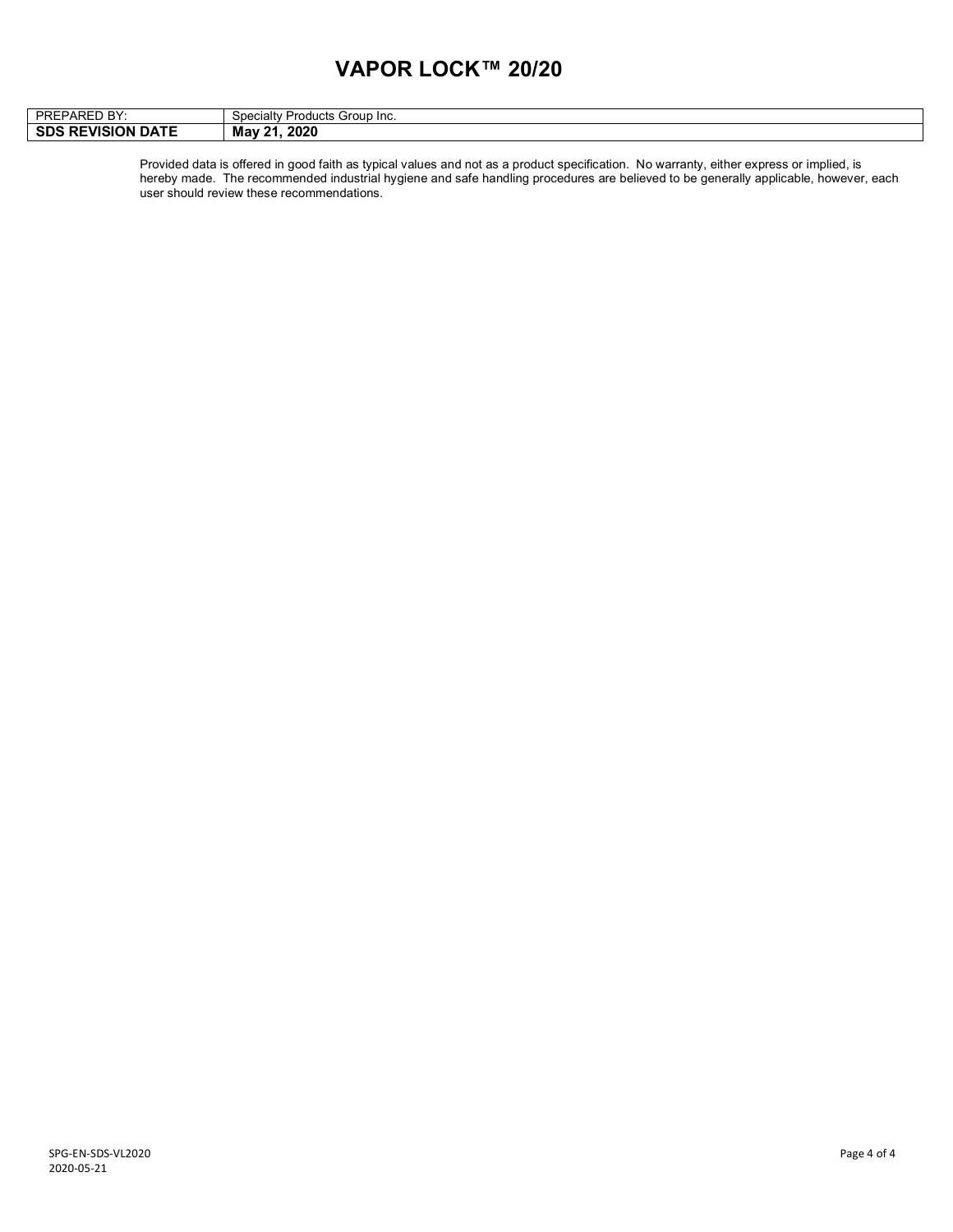| | |
|---|---|
| PREPARED BY: | Specialty Products Group Inc. |
| **SDS REVISION DATE** | **May 21, 2020** |

Provided data is offered in good faith as typical values and not as a product specification. No warranty, either express or implied, is hereby made. The recommended industrial hygiene and safe handling procedures are believed to be generally applicable, however, each user should review these recommendations.